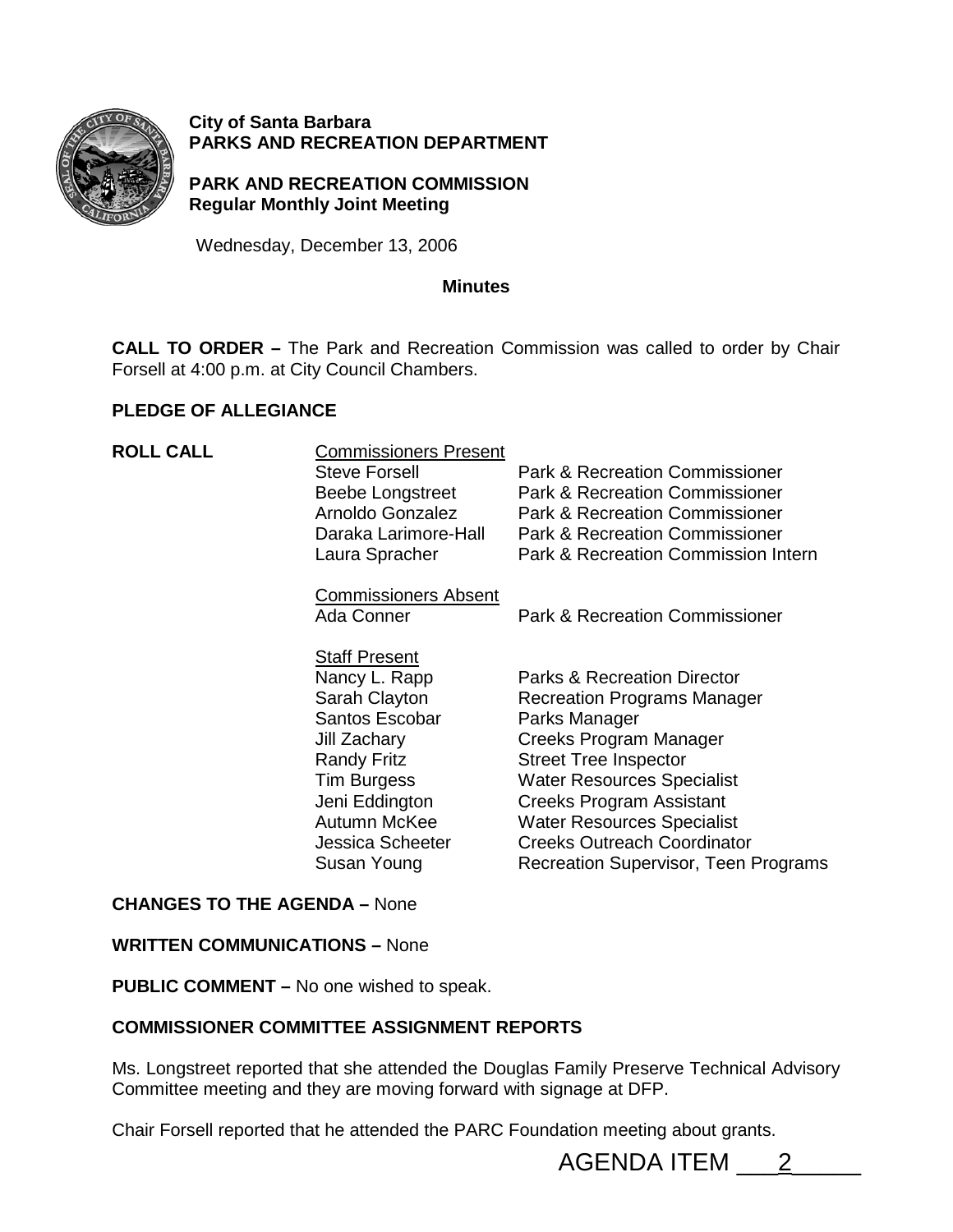**City of Santa Barbara**
**PARKS AND RECREATION DEPARTMENT**

**PARK AND RECREATION COMMISSION**
**Regular Monthly Joint Meeting**

Wednesday, December 13, 2006

**Minutes**

**CALL TO ORDER –** The Park and Recreation Commission was called to order by Chair Forsell at 4:00 p.m. at City Council Chambers.

**PLEDGE OF ALLEGIANCE**

**ROLL CALL**

Commissioners Present

| | |
|---|---|
| Steve Forsell | Park & Recreation Commissioner |
| Beebe Longstreet | Park & Recreation Commissioner |
| Arnoldo Gonzalez | Park & Recreation Commissioner |
| Daraka Larimore-Hall | Park & Recreation Commissioner |
| Laura Spracher | Park & Recreation Commission Intern |

Commissioners Absent

| | |
|---|---|
| Ada Conner | Park & Recreation Commissioner |

Staff Present

| | |
|---|---|
| Nancy L. Rapp | Parks & Recreation Director |
| Sarah Clayton | Recreation Programs Manager |
| Santos Escobar | Parks Manager |
| Jill Zachary | Creeks Program Manager |
| Randy Fritz | Street Tree Inspector |
| Tim Burgess | Water Resources Specialist |
| Jeni Eddington | Creeks Program Assistant |
| Autumn McKee | Water Resources Specialist |
| Jessica Scheeter | Creeks Outreach Coordinator |
| Susan Young | Recreation Supervisor, Teen Programs |

**CHANGES TO THE AGENDA –** None

**WRITTEN COMMUNICATIONS –** None

**PUBLIC COMMENT –** No one wished to speak.

**COMMISSIONER COMMITTEE ASSIGNMENT REPORTS**

Ms. Longstreet reported that she attended the Douglas Family Preserve Technical Advisory Committee meeting and they are moving forward with signage at DFP.

Chair Forsell reported that he attended the PARC Foundation meeting about grants.

AGENDA ITEM 2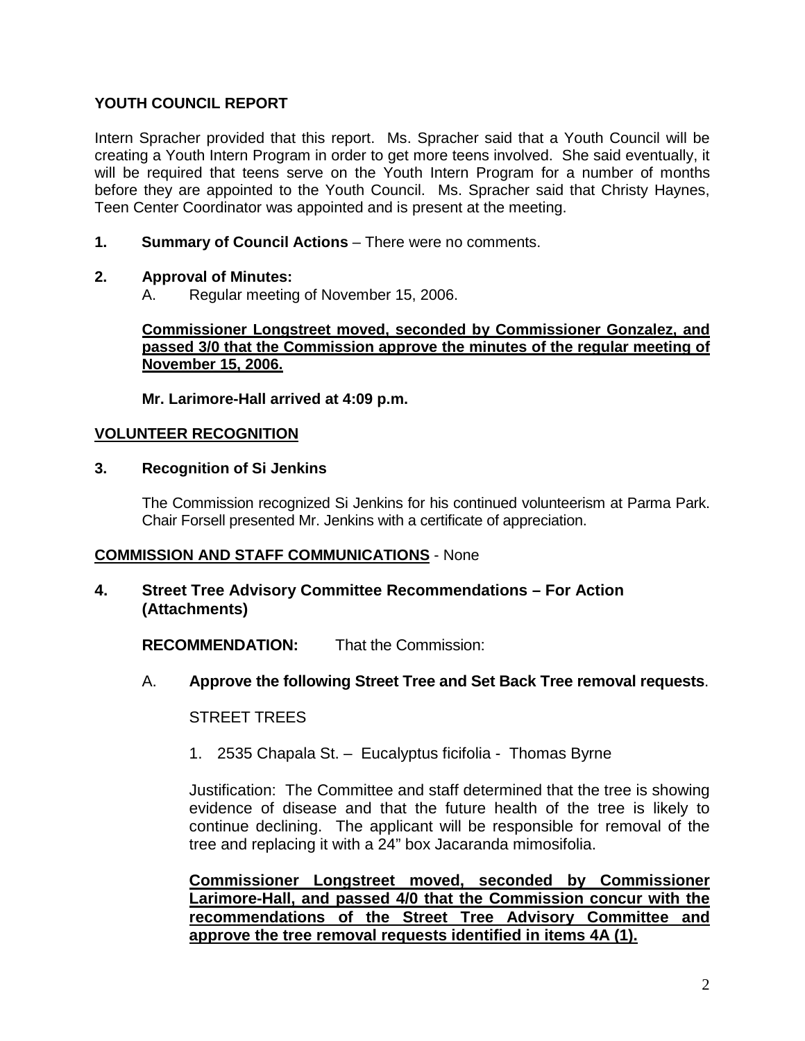**YOUTH COUNCIL REPORT**

Intern Spracher provided that this report. Ms. Spracher said that a Youth Council will be creating a Youth Intern Program in order to get more teens involved. She said eventually, it will be required that teens serve on the Youth Intern Program for a number of months before they are appointed to the Youth Council. Ms. Spracher said that Christy Haynes, Teen Center Coordinator was appointed and is present at the meeting.

**1. Summary of Council Actions** – There were no comments.

**2. Approval of Minutes:**

A. Regular meeting of November 15, 2006.

**Commissioner Longstreet moved, seconded by Commissioner Gonzalez, and passed 3/0 that the Commission approve the minutes of the regular meeting of November 15, 2006.**

**Mr. Larimore-Hall arrived at 4:09 p.m.**

**VOLUNTEER RECOGNITION**

**3. Recognition of Si Jenkins**

The Commission recognized Si Jenkins for his continued volunteerism at Parma Park. Chair Forsell presented Mr. Jenkins with a certificate of appreciation.

**COMMISSION AND STAFF COMMUNICATIONS** - None

**4. Street Tree Advisory Committee Recommendations – For Action (Attachments)**

**RECOMMENDATION:** That the Commission:

A. **Approve the following Street Tree and Set Back Tree removal requests**.

STREET TREES

1. 2535 Chapala St. – Eucalyptus ficifolia - Thomas Byrne

Justification: The Committee and staff determined that the tree is showing evidence of disease and that the future health of the tree is likely to continue declining. The applicant will be responsible for removal of the tree and replacing it with a 24" box Jacaranda mimosifolia.

**Commissioner Longstreet moved, seconded by Commissioner Larimore-Hall, and passed 4/0 that the Commission concur with the recommendations of the Street Tree Advisory Committee and approve the tree removal requests identified in items 4A (1).**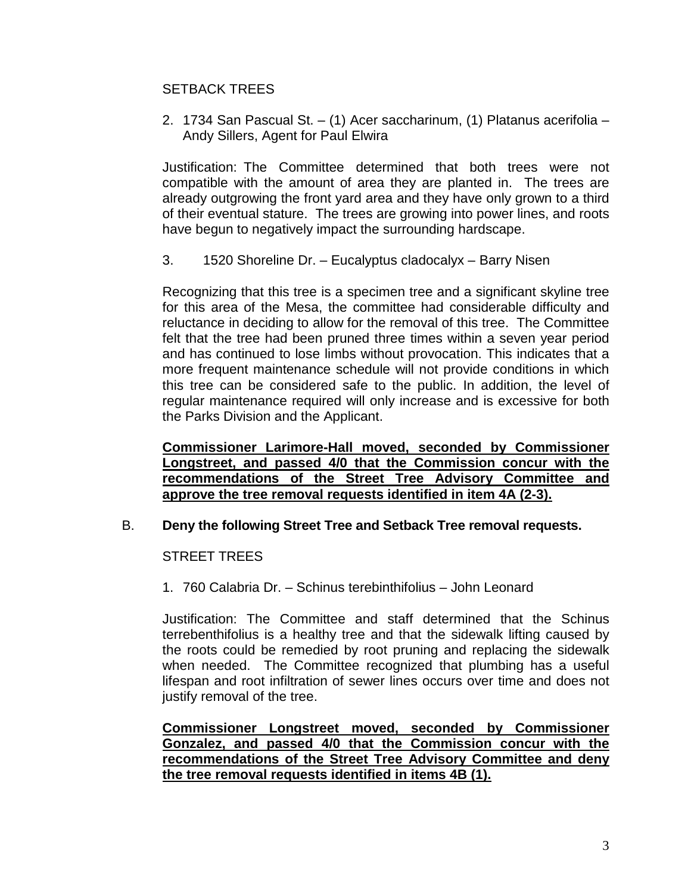SETBACK TREES

2. 1734 San Pascual St. – (1) Acer saccharinum, (1) Platanus acerifolia – Andy Sillers, Agent for Paul Elwira

Justification: The Committee determined that both trees were not compatible with the amount of area they are planted in. The trees are already outgrowing the front yard area and they have only grown to a third of their eventual stature. The trees are growing into power lines, and roots have begun to negatively impact the surrounding hardscape.

3. 1520 Shoreline Dr. – Eucalyptus cladocalyx – Barry Nisen

Recognizing that this tree is a specimen tree and a significant skyline tree for this area of the Mesa, the committee had considerable difficulty and reluctance in deciding to allow for the removal of this tree. The Committee felt that the tree had been pruned three times within a seven year period and has continued to lose limbs without provocation. This indicates that a more frequent maintenance schedule will not provide conditions in which this tree can be considered safe to the public. In addition, the level of regular maintenance required will only increase and is excessive for both the Parks Division and the Applicant.

**Commissioner Larimore-Hall moved, seconded by Commissioner Longstreet, and passed 4/0 that the Commission concur with the recommendations of the Street Tree Advisory Committee and approve the tree removal requests identified in item 4A (2-3).**

B. **Deny the following Street Tree and Setback Tree removal requests.**

STREET TREES

1. 760 Calabria Dr. – Schinus terebinthifolius – John Leonard

Justification: The Committee and staff determined that the Schinus terrebenthifolius is a healthy tree and that the sidewalk lifting caused by the roots could be remedied by root pruning and replacing the sidewalk when needed. The Committee recognized that plumbing has a useful lifespan and root infiltration of sewer lines occurs over time and does not justify removal of the tree.

**Commissioner Longstreet moved, seconded by Commissioner Gonzalez, and passed 4/0 that the Commission concur with the recommendations of the Street Tree Advisory Committee and deny the tree removal requests identified in items 4B (1).**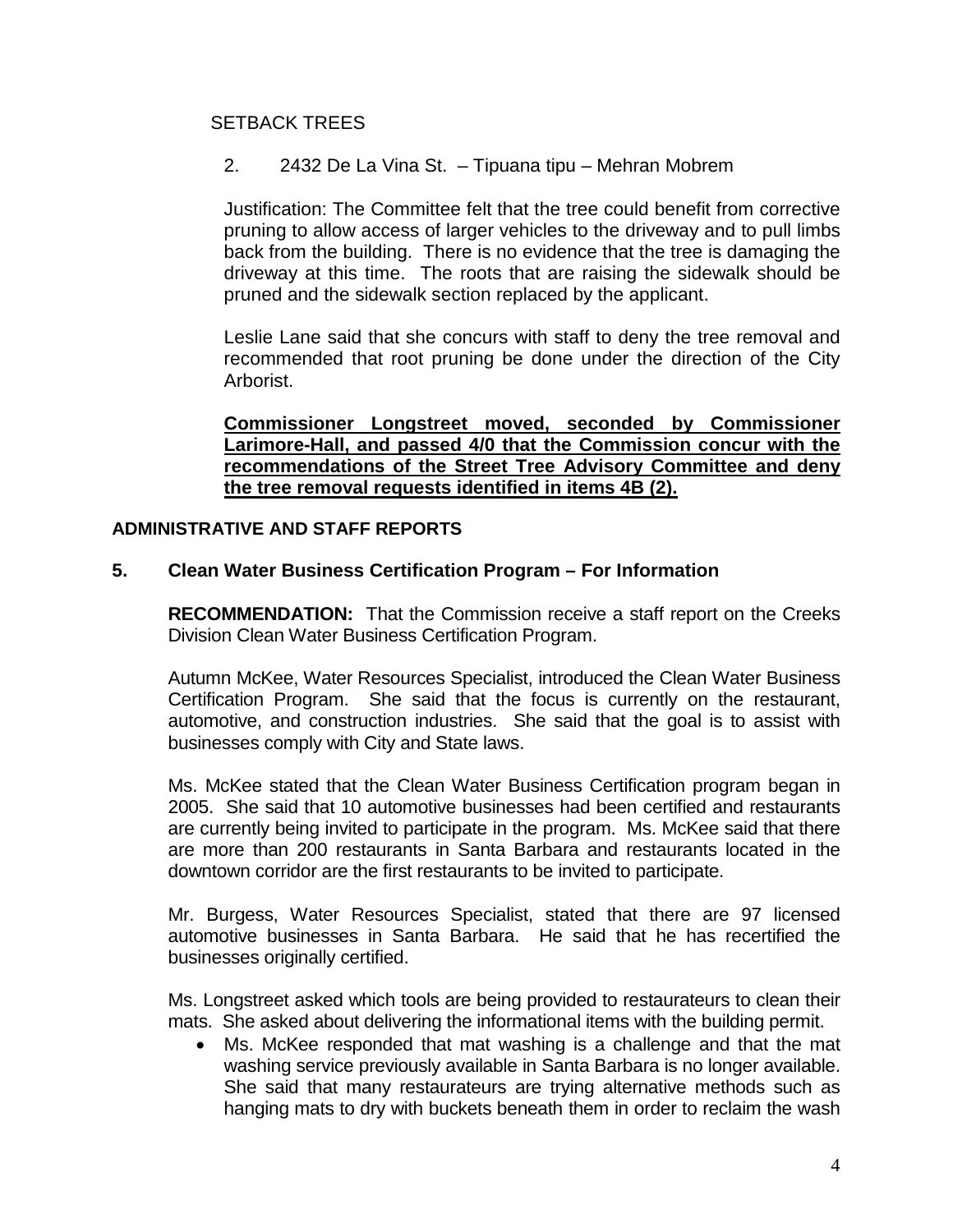SETBACK TREES

2. 2432 De La Vina St. – Tipuana tipu – Mehran Mobrem

Justification: The Committee felt that the tree could benefit from corrective pruning to allow access of larger vehicles to the driveway and to pull limbs back from the building. There is no evidence that the tree is damaging the driveway at this time. The roots that are raising the sidewalk should be pruned and the sidewalk section replaced by the applicant.

Leslie Lane said that she concurs with staff to deny the tree removal and recommended that root pruning be done under the direction of the City Arborist.

**Commissioner Longstreet moved, seconded by Commissioner Larimore-Hall, and passed 4/0 that the Commission concur with the recommendations of the Street Tree Advisory Committee and deny the tree removal requests identified in items 4B (2).**

**ADMINISTRATIVE AND STAFF REPORTS**

**5. Clean Water Business Certification Program – For Information**

**RECOMMENDATION:** That the Commission receive a staff report on the Creeks Division Clean Water Business Certification Program.

Autumn McKee, Water Resources Specialist, introduced the Clean Water Business Certification Program. She said that the focus is currently on the restaurant, automotive, and construction industries. She said that the goal is to assist with businesses comply with City and State laws.

Ms. McKee stated that the Clean Water Business Certification program began in 2005. She said that 10 automotive businesses had been certified and restaurants are currently being invited to participate in the program. Ms. McKee said that there are more than 200 restaurants in Santa Barbara and restaurants located in the downtown corridor are the first restaurants to be invited to participate.

Mr. Burgess, Water Resources Specialist, stated that there are 97 licensed automotive businesses in Santa Barbara. He said that he has recertified the businesses originally certified.

Ms. Longstreet asked which tools are being provided to restaurateurs to clean their mats. She asked about delivering the informational items with the building permit.

- Ms. McKee responded that mat washing is a challenge and that the mat washing service previously available in Santa Barbara is no longer available. She said that many restaurateurs are trying alternative methods such as hanging mats to dry with buckets beneath them in order to reclaim the wash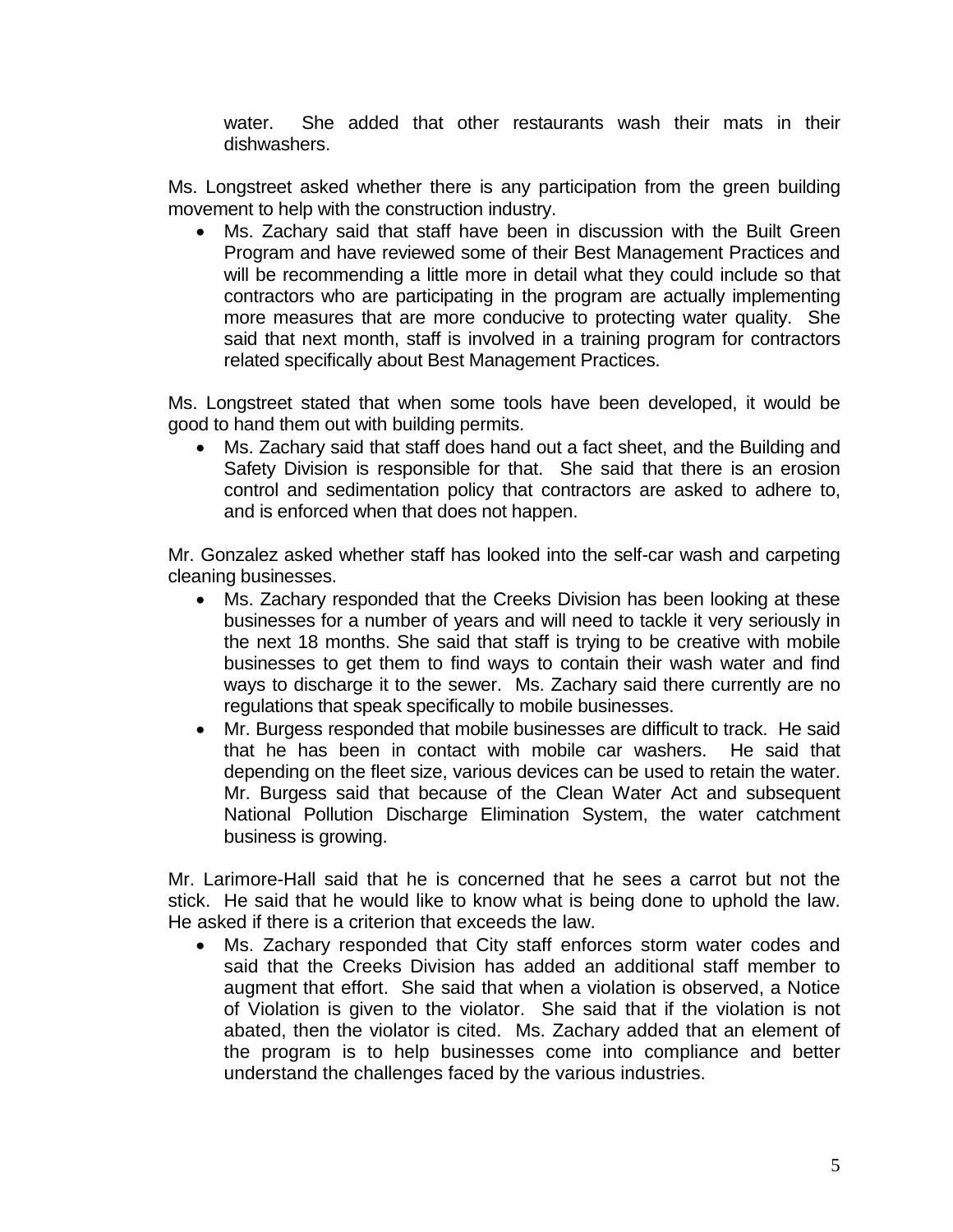water. She added that other restaurants wash their mats in their dishwashers.

Ms. Longstreet asked whether there is any participation from the green building movement to help with the construction industry.

- Ms. Zachary said that staff have been in discussion with the Built Green Program and have reviewed some of their Best Management Practices and will be recommending a little more in detail what they could include so that contractors who are participating in the program are actually implementing more measures that are more conducive to protecting water quality. She said that next month, staff is involved in a training program for contractors related specifically about Best Management Practices.

Ms. Longstreet stated that when some tools have been developed, it would be good to hand them out with building permits.

- Ms. Zachary said that staff does hand out a fact sheet, and the Building and Safety Division is responsible for that. She said that there is an erosion control and sedimentation policy that contractors are asked to adhere to, and is enforced when that does not happen.

Mr. Gonzalez asked whether staff has looked into the self-car wash and carpeting cleaning businesses.

- Ms. Zachary responded that the Creeks Division has been looking at these businesses for a number of years and will need to tackle it very seriously in the next 18 months. She said that staff is trying to be creative with mobile businesses to get them to find ways to contain their wash water and find ways to discharge it to the sewer. Ms. Zachary said there currently are no regulations that speak specifically to mobile businesses.
- Mr. Burgess responded that mobile businesses are difficult to track. He said that he has been in contact with mobile car washers. He said that depending on the fleet size, various devices can be used to retain the water. Mr. Burgess said that because of the Clean Water Act and subsequent National Pollution Discharge Elimination System, the water catchment business is growing.

Mr. Larimore-Hall said that he is concerned that he sees a carrot but not the stick. He said that he would like to know what is being done to uphold the law. He asked if there is a criterion that exceeds the law.

- Ms. Zachary responded that City staff enforces storm water codes and said that the Creeks Division has added an additional staff member to augment that effort. She said that when a violation is observed, a Notice of Violation is given to the violator. She said that if the violation is not abated, then the violator is cited. Ms. Zachary added that an element of the program is to help businesses come into compliance and better understand the challenges faced by the various industries.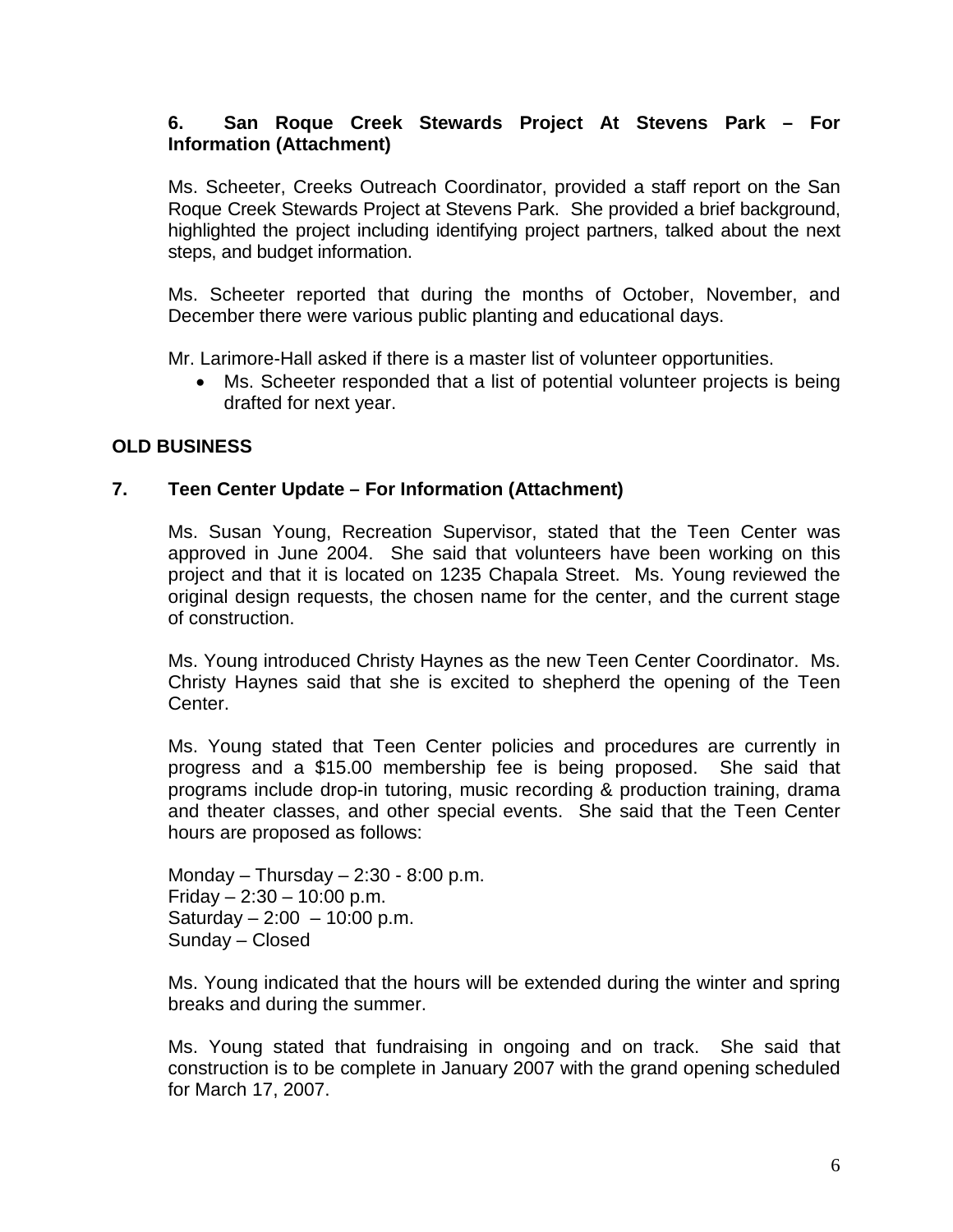**6. San Roque Creek Stewards Project At Stevens Park – For Information (Attachment)**

Ms. Scheeter, Creeks Outreach Coordinator, provided a staff report on the San Roque Creek Stewards Project at Stevens Park. She provided a brief background, highlighted the project including identifying project partners, talked about the next steps, and budget information.

Ms. Scheeter reported that during the months of October, November, and December there were various public planting and educational days.

Mr. Larimore-Hall asked if there is a master list of volunteer opportunities.

- Ms. Scheeter responded that a list of potential volunteer projects is being drafted for next year.

## OLD BUSINESS

**7. Teen Center Update – For Information (Attachment)**

Ms. Susan Young, Recreation Supervisor, stated that the Teen Center was approved in June 2004. She said that volunteers have been working on this project and that it is located on 1235 Chapala Street. Ms. Young reviewed the original design requests, the chosen name for the center, and the current stage of construction.

Ms. Young introduced Christy Haynes as the new Teen Center Coordinator. Ms. Christy Haynes said that she is excited to shepherd the opening of the Teen Center.

Ms. Young stated that Teen Center policies and procedures are currently in progress and a $15.00 membership fee is being proposed. She said that programs include drop-in tutoring, music recording & production training, drama and theater classes, and other special events. She said that the Teen Center hours are proposed as follows:

Monday – Thursday – 2:30 - 8:00 p.m.
Friday – 2:30 – 10:00 p.m.
Saturday – 2:00 – 10:00 p.m.
Sunday – Closed

Ms. Young indicated that the hours will be extended during the winter and spring breaks and during the summer.

Ms. Young stated that fundraising in ongoing and on track. She said that construction is to be complete in January 2007 with the grand opening scheduled for March 17, 2007.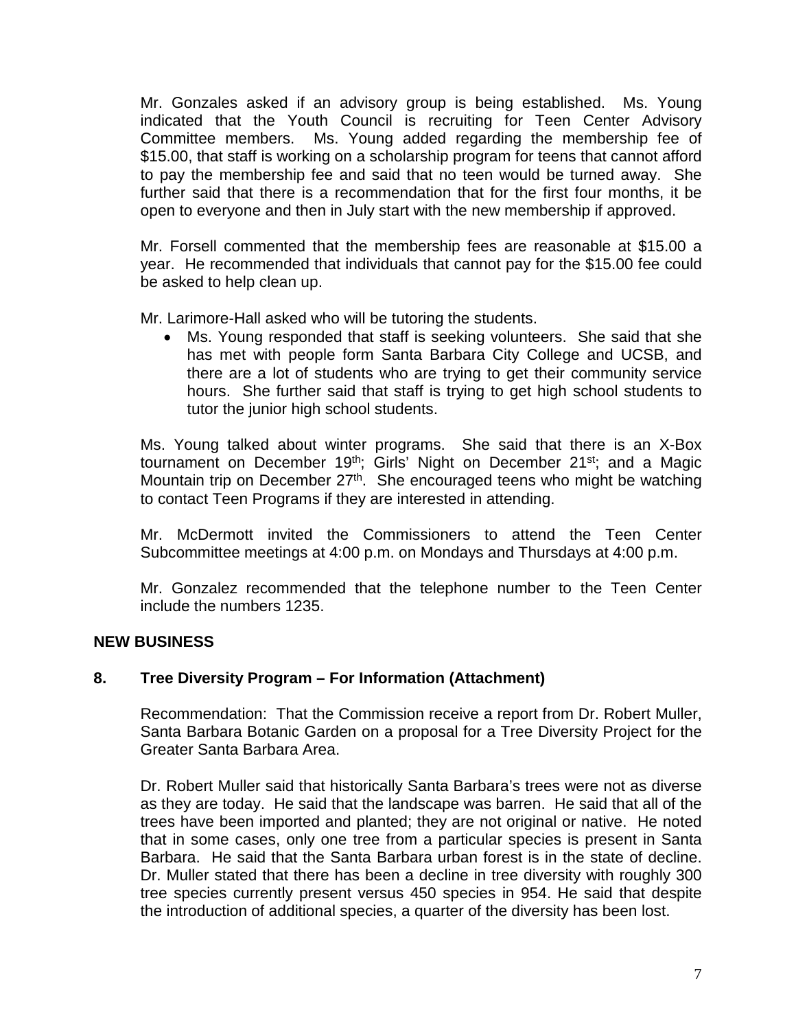Mr. Gonzales asked if an advisory group is being established. Ms. Young indicated that the Youth Council is recruiting for Teen Center Advisory Committee members. Ms. Young added regarding the membership fee of $15.00, that staff is working on a scholarship program for teens that cannot afford to pay the membership fee and said that no teen would be turned away. She further said that there is a recommendation that for the first four months, it be open to everyone and then in July start with the new membership if approved.

Mr. Forsell commented that the membership fees are reasonable at $15.00 a year. He recommended that individuals that cannot pay for the $15.00 fee could be asked to help clean up.

Mr. Larimore-Hall asked who will be tutoring the students.

- Ms. Young responded that staff is seeking volunteers. She said that she has met with people form Santa Barbara City College and UCSB, and there are a lot of students who are trying to get their community service hours. She further said that staff is trying to get high school students to tutor the junior high school students.

Ms. Young talked about winter programs. She said that there is an X-Box tournament on December 19th; Girls' Night on December 21st; and a Magic Mountain trip on December 27th. She encouraged teens who might be watching to contact Teen Programs if they are interested in attending.

Mr. McDermott invited the Commissioners to attend the Teen Center Subcommittee meetings at 4:00 p.m. on Mondays and Thursdays at 4:00 p.m.

Mr. Gonzalez recommended that the telephone number to the Teen Center include the numbers 1235.

## NEW BUSINESS

### 8. Tree Diversity Program – For Information (Attachment)

Recommendation: That the Commission receive a report from Dr. Robert Muller, Santa Barbara Botanic Garden on a proposal for a Tree Diversity Project for the Greater Santa Barbara Area.

Dr. Robert Muller said that historically Santa Barbara's trees were not as diverse as they are today. He said that the landscape was barren. He said that all of the trees have been imported and planted; they are not original or native. He noted that in some cases, only one tree from a particular species is present in Santa Barbara. He said that the Santa Barbara urban forest is in the state of decline. Dr. Muller stated that there has been a decline in tree diversity with roughly 300 tree species currently present versus 450 species in 954. He said that despite the introduction of additional species, a quarter of the diversity has been lost.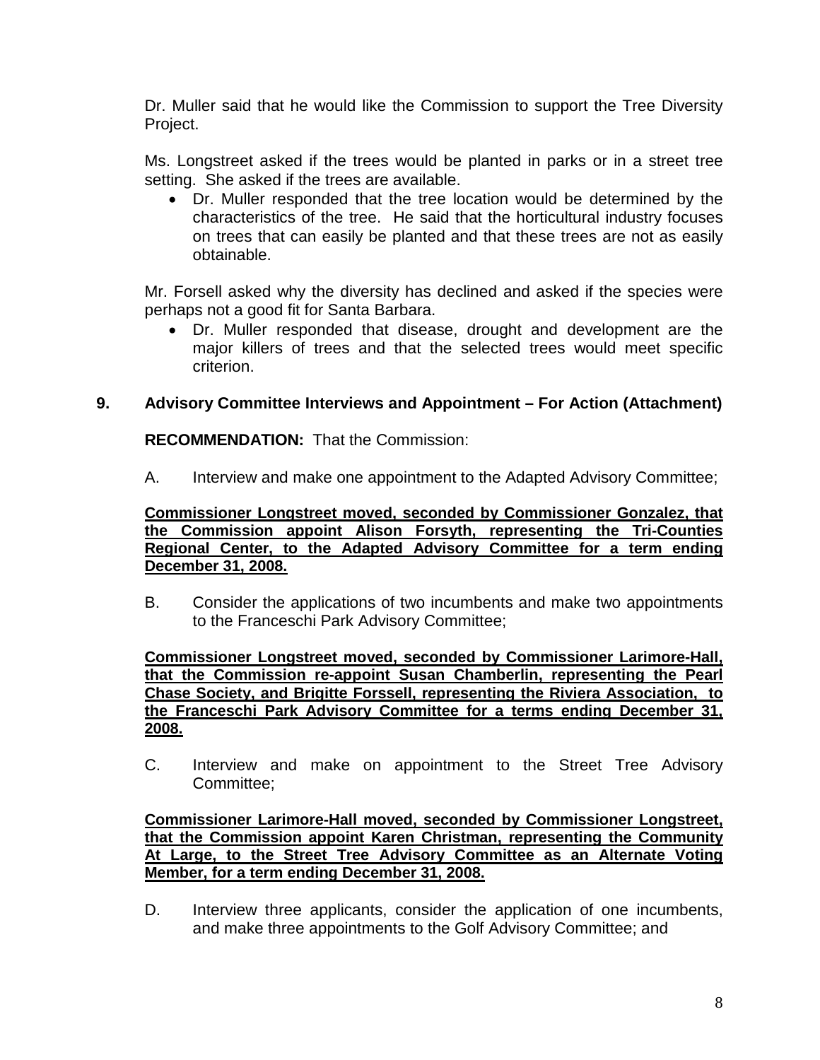Dr. Muller said that he would like the Commission to support the Tree Diversity Project.

Ms. Longstreet asked if the trees would be planted in parks or in a street tree setting. She asked if the trees are available.

- Dr. Muller responded that the tree location would be determined by the characteristics of the tree. He said that the horticultural industry focuses on trees that can easily be planted and that these trees are not as easily obtainable.

Mr. Forsell asked why the diversity has declined and asked if the species were perhaps not a good fit for Santa Barbara.

- Dr. Muller responded that disease, drought and development are the major killers of trees and that the selected trees would meet specific criterion.

## 9. Advisory Committee Interviews and Appointment – For Action (Attachment)

**RECOMMENDATION:** That the Commission:

A. Interview and make one appointment to the Adapted Advisory Committee;

<u>**Commissioner Longstreet moved, seconded by Commissioner Gonzalez, that the Commission appoint Alison Forsyth, representing the Tri-Counties Regional Center, to the Adapted Advisory Committee for a term ending December 31, 2008.**</u>

B. Consider the applications of two incumbents and make two appointments to the Franceschi Park Advisory Committee;

<u>**Commissioner Longstreet moved, seconded by Commissioner Larimore-Hall, that the Commission re-appoint Susan Chamberlin, representing the Pearl Chase Society, and Brigitte Forssell, representing the Riviera Association, to the Franceschi Park Advisory Committee for a terms ending December 31, 2008.**</u>

C. Interview and make on appointment to the Street Tree Advisory Committee;

<u>**Commissioner Larimore-Hall moved, seconded by Commissioner Longstreet, that the Commission appoint Karen Christman, representing the Community At Large, to the Street Tree Advisory Committee as an Alternate Voting Member, for a term ending December 31, 2008.**</u>

D. Interview three applicants, consider the application of one incumbents, and make three appointments to the Golf Advisory Committee; and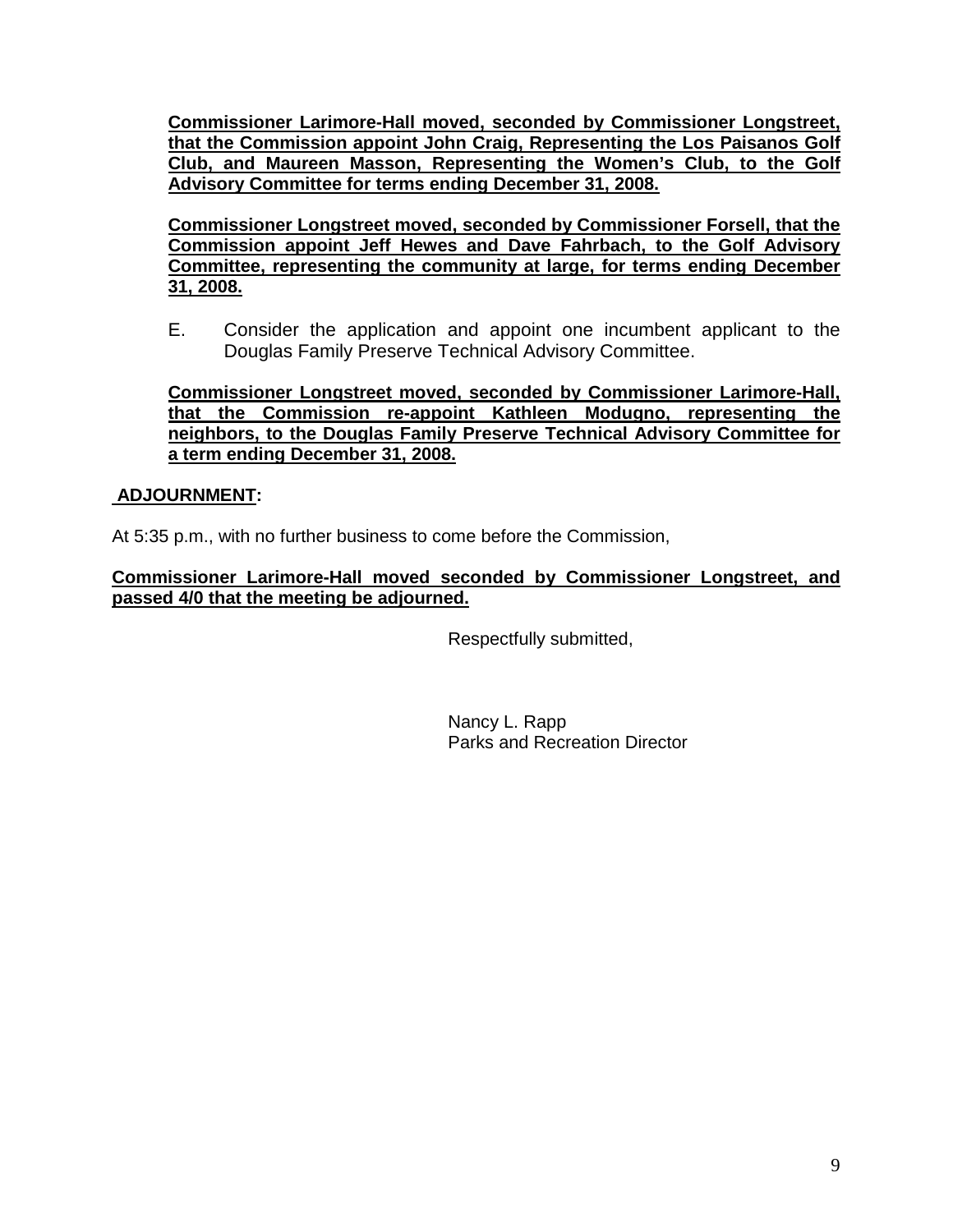**Commissioner Larimore-Hall moved, seconded by Commissioner Longstreet, that the Commission appoint John Craig, Representing the Los Paisanos Golf Club, and Maureen Masson, Representing the Women's Club, to the Golf Advisory Committee for terms ending December 31, 2008.**

**Commissioner Longstreet moved, seconded by Commissioner Forsell, that the Commission appoint Jeff Hewes and Dave Fahrbach, to the Golf Advisory Committee, representing the community at large, for terms ending December 31, 2008.**

E. Consider the application and appoint one incumbent applicant to the Douglas Family Preserve Technical Advisory Committee.

**Commissioner Longstreet moved, seconded by Commissioner Larimore-Hall, that the Commission re-appoint Kathleen Modugno, representing the neighbors, to the Douglas Family Preserve Technical Advisory Committee for a term ending December 31, 2008.**

**ADJOURNMENT:**

At 5:35 p.m., with no further business to come before the Commission,

**Commissioner Larimore-Hall moved seconded by Commissioner Longstreet, and passed 4/0 that the meeting be adjourned.**

Respectfully submitted,

Nancy L. Rapp
Parks and Recreation Director